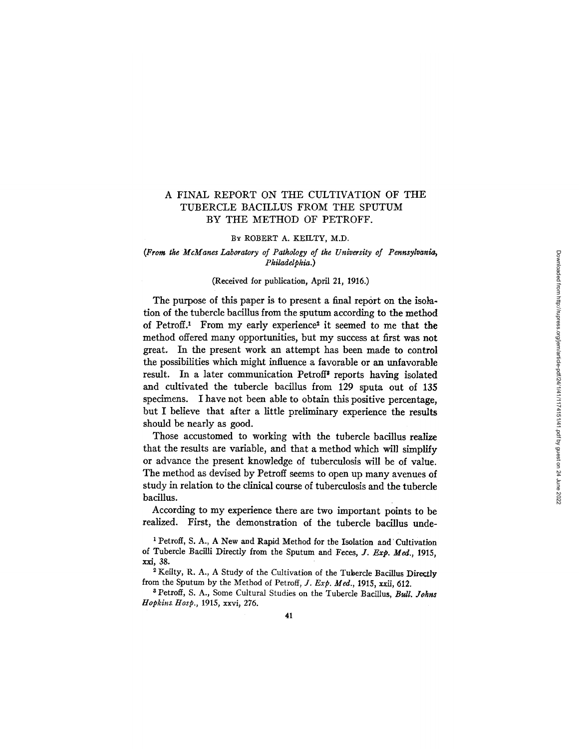# A FINAL REPORT ON THE CULTIVATION OF THE TUBERCLE BACILLUS FROM THE SPUTUM BY THE METHOD OF PETROFF.

By ROBERT A. KEILTY, M.D.

*(From the McManes Laboratory of Pathology of the University of Pennsylvania, Philadelphia.)*

(Received for publication, April 21, 1916.)

The purpose of this paper is to present a final report on the isolation of the tubercle bacillus from the sputum according to the method of Petroff.[1] From my early experience[2] it seemed to me that the method offered many opportunities, but my success at first was not great. In the present work an attempt has been made to control the possibilities which might influence a favorable or an unfavorable result. In a later communication Petroff[3] reports having isolated and cultivated the tubercle bacillus from 129 sputa out of 135 specimens. I have not been able to obtain this positive percentage, but I believe that after a little preliminary experience the results should be nearly as good.

Those accustomed to working with the tubercle bacillus realize that the results are variable, and that a method which will simplify or advance the present knowledge of tuberculosis will be of value. The method as devised by Petroff seems to open up many avenues of study in relation to the clinical course of tuberculosis and the tubercle bacillus.

According to my experience there are two important points to be realized. First, the demonstration of the tubercle bacillus unde-

[1] Petroff, S. A., A New and Rapid Method for the Isolation and Cultivation of Tubercle Bacilli Directly from the Sputum and Feces, *J. Exp. Med.*, 1915, xxi, 38.

[2] Keilty, R. A., A Study of the Cultivation of the Tubercle Bacillus Directly from the Sputum by the Method of Petroff, *J. Exp. Med.*, 1915, xxii, 612.

[3] Petroff, S. A., Some Cultural Studies on the Tubercle Bacillus, *Bull. Johns Hopkins Hosp.*, 1915, xxvi, 276.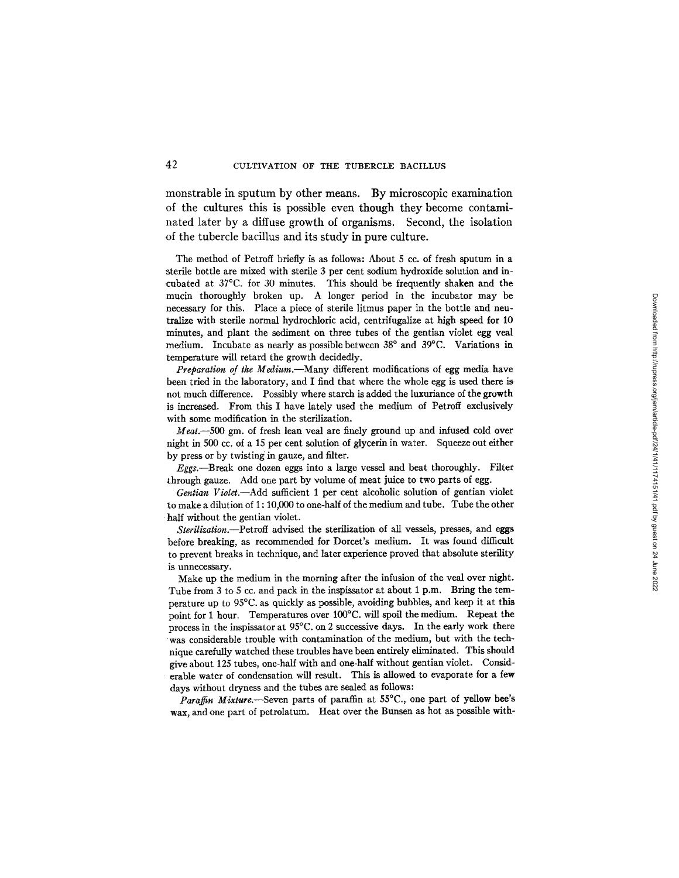monstrable in sputum by other means. By microscopic examination of the cultures this is possible even though they become contaminated later by a diffuse growth of organisms. Second, the isolation of the tubercle bacillus and its study in pure culture.

The method of Petroff briefly is as follows: About 5 cc. of fresh sputum in a sterile bottle are mixed with sterile 3 per cent sodium hydroxide solution and incubated at 37°C. for 30 minutes. This should be frequently shaken and the mucin thoroughly broken up. A longer period in the incubator may be necessary for this. Place a piece of sterile litmus paper in the bottle and neutralize with sterile normal hydrochloric acid, centrifugalize at high speed for 10 minutes, and plant the sediment on three tubes of the gentian violet egg veal medium. Incubate as nearly as possible between 38° and 39°C. Variations in temperature will retard the growth decidedly.

*Preparation of the Medium.*—Many different modifications of egg media have been tried in the laboratory, and I find that where the whole egg is used there is not much difference. Possibly where starch is added the luxuriance of the growth is increased. From this I have lately used the medium of Petroff exclusively with some modification in the sterilization.

*Meat.*—500 gm. of fresh lean veal are finely ground up and infused cold over night in 500 cc. of a 15 per cent solution of glycerin in water. Squeeze out either by press or by twisting in gauze, and filter.

*Eggs.*—Break one dozen eggs into a large vessel and beat thoroughly. Filter through gauze. Add one part by volume of meat juice to two parts of egg.

*Gentian Violet.*—Add sufficient 1 per cent alcoholic solution of gentian violet to make a dilution of 1:10,000 to one-half of the medium and tube. Tube the other half without the gentian violet.

*Sterilization.*—Petroff advised the sterilization of all vessels, presses, and eggs before breaking, as recommended for Dorcet's medium. It was found difficult to prevent breaks in technique, and later experience proved that absolute sterility is unnecessary.

Make up the medium in the morning after the infusion of the veal over night. Tube from 3 to 5 cc. and pack in the inspissator at about 1 p.m. Bring the temperature up to 95°C. as quickly as possible, avoiding bubbles, and keep it at this point for 1 hour. Temperatures over 100°C. will spoil the medium. Repeat the process in the inspissator at 95°C. on 2 successive days. In the early work there was considerable trouble with contamination of the medium, but with the technique carefully watched these troubles have been entirely eliminated. This should give about 125 tubes, one-half with and one-half without gentian violet. Considerable water of condensation will result. This is allowed to evaporate for a few days without dryness and the tubes are sealed as follows:

*Paraffin Mixture.*—Seven parts of paraffin at 55°C., one part of yellow bee's wax, and one part of petrolatum. Heat over the Bunsen as hot as possible with-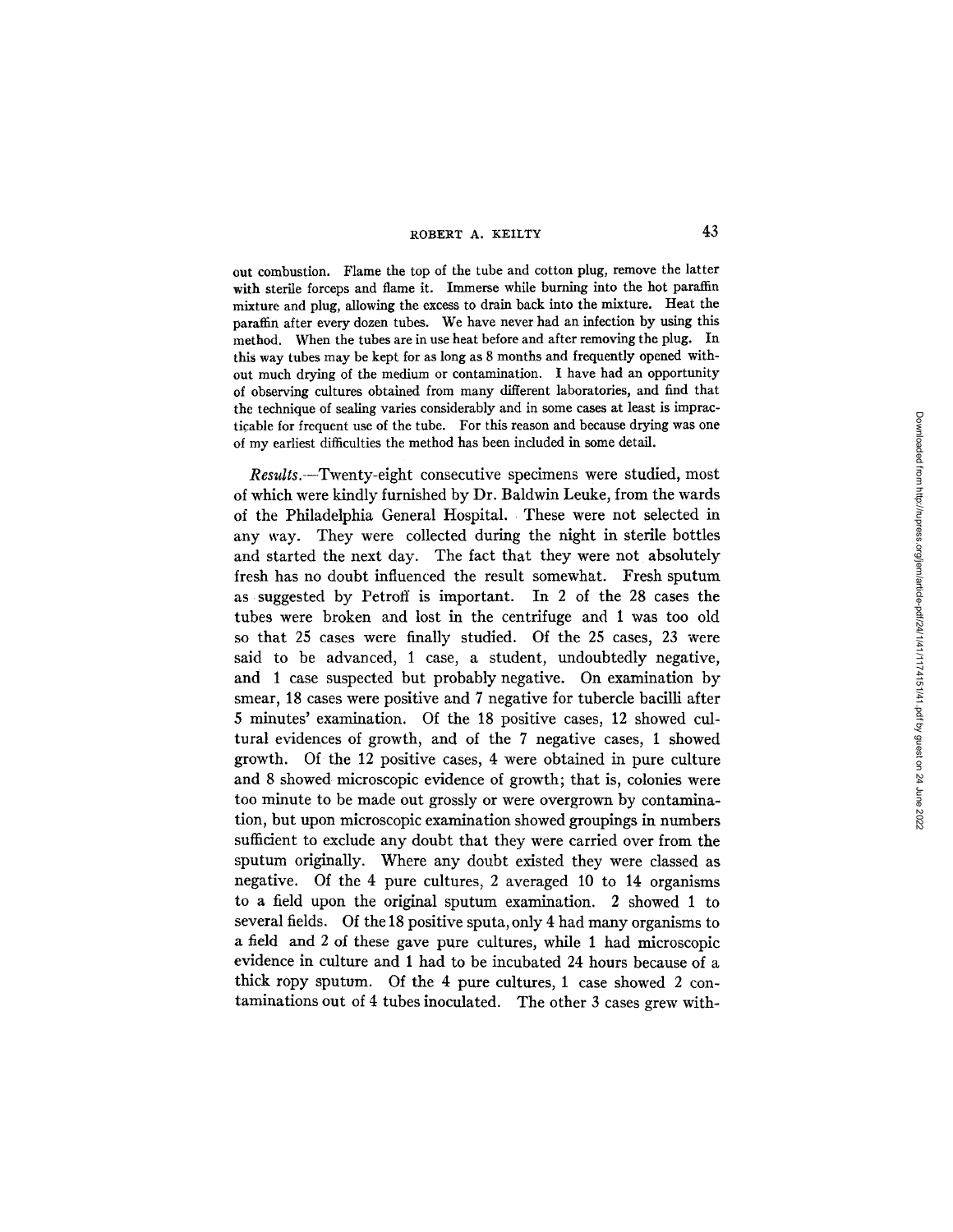out combustion. Flame the top of the tube and cotton plug, remove the latter with sterile forceps and flame it. Immerse while burning into the hot paraffin mixture and plug, allowing the excess to drain back into the mixture. Heat the paraffin after every dozen tubes. We have never had an infection by using this method. When the tubes are in use heat before and after removing the plug. In this way tubes may be kept for as long as 8 months and frequently opened without much drying of the medium or contamination. I have had an opportunity of observing cultures obtained from many different laboratories, and find that the technique of sealing varies considerably and in some cases at least is impracticable for frequent use of the tube. For this reason and because drying was one of my earliest difficulties the method has been included in some detail.

*Results.*—Twenty-eight consecutive specimens were studied, most of which were kindly furnished by Dr. Baldwin Leuke, from the wards of the Philadelphia General Hospital. These were not selected in any way. They were collected during the night in sterile bottles and started the next day. The fact that they were not absolutely fresh has no doubt influenced the result somewhat. Fresh sputum as suggested by Petroff is important. In 2 of the 28 cases the tubes were broken and lost in the centrifuge and 1 was too old so that 25 cases were finally studied. Of the 25 cases, 23 were said to be advanced, 1 case, a student, undoubtedly negative, and 1 case suspected but probably negative. On examination by smear, 18 cases were positive and 7 negative for tubercle bacilli after 5 minutes' examination. Of the 18 positive cases, 12 showed cultural evidences of growth, and of the 7 negative cases, 1 showed growth. Of the 12 positive cases, 4 were obtained in pure culture and 8 showed microscopic evidence of growth; that is, colonies were too minute to be made out grossly or were overgrown by contamination, but upon microscopic examination showed groupings in numbers sufficient to exclude any doubt that they were carried over from the sputum originally. Where any doubt existed they were classed as negative. Of the 4 pure cultures, 2 averaged 10 to 14 organisms to a field upon the original sputum examination. 2 showed 1 to several fields. Of the 18 positive sputa, only 4 had many organisms to a field and 2 of these gave pure cultures, while 1 had microscopic evidence in culture and 1 had to be incubated 24 hours because of a thick ropy sputum. Of the 4 pure cultures, 1 case showed 2 contaminations out of 4 tubes inoculated. The other 3 cases grew with-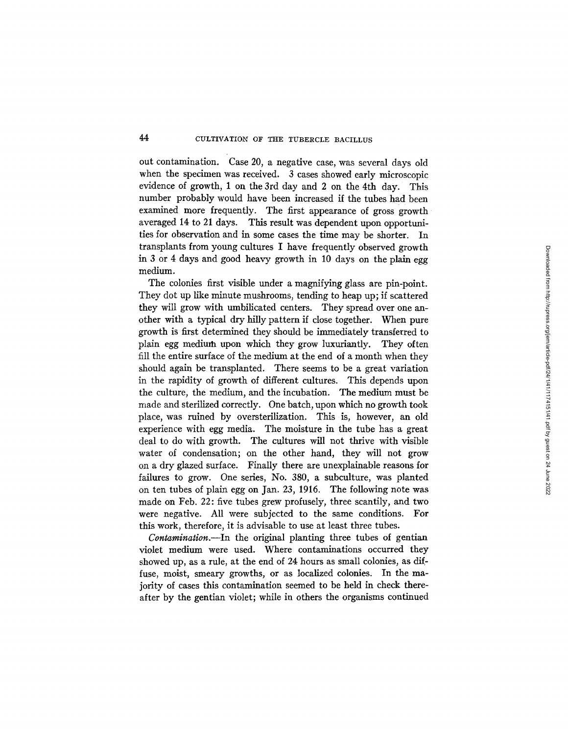out contamination. Case 20, a negative case, was several days old when the specimen was received. 3 cases showed early microscopic evidence of growth, 1 on the 3rd day and 2 on the 4th day. This number probably would have been increased if the tubes had been examined more frequently. The first appearance of gross growth averaged 14 to 21 days. This result was dependent upon opportunities for observation and in some cases the time may be shorter. In transplants from young cultures I have frequently observed growth in 3 or 4 days and good heavy growth in 10 days on the plain egg medium.

The colonies first visible under a magnifying glass are pin-point. They dot up like minute mushrooms, tending to heap up; if scattered they will grow with umbilicated centers. They spread over one another with a typical dry hilly pattern if close together. When pure growth is first determined they should be immediately transferred to plain egg medium upon which they grow luxuriantly. They often fill the entire surface of the medium at the end of a month when they should again be transplanted. There seems to be a great variation in the rapidity of growth of different cultures. This depends upon the culture, the medium, and the incubation. The medium must be made and sterilized correctly. One batch, upon which no growth took place, was ruined by oversterilization. This is, however, an old experience with egg media. The moisture in the tube has a great deal to do with growth. The cultures will not thrive with visible water of condensation; on the other hand, they will not grow on a dry glazed surface. Finally there are unexplainable reasons for failures to grow. One series, No. 380, a subculture, was planted on ten tubes of plain egg on Jan. 23, 1916. The following note was made on Feb. 22: five tubes grew profusely, three scantily, and two were negative. All were subjected to the same conditions. For this work, therefore, it is advisable to use at least three tubes.

*Contamination.*—In the original planting three tubes of gentian violet medium were used. Where contaminations occurred they showed up, as a rule, at the end of 24 hours as small colonies, as diffuse, moist, smeary growths, or as localized colonies. In the majority of cases this contamination seemed to be held in check thereafter by the gentian violet; while in others the organisms continued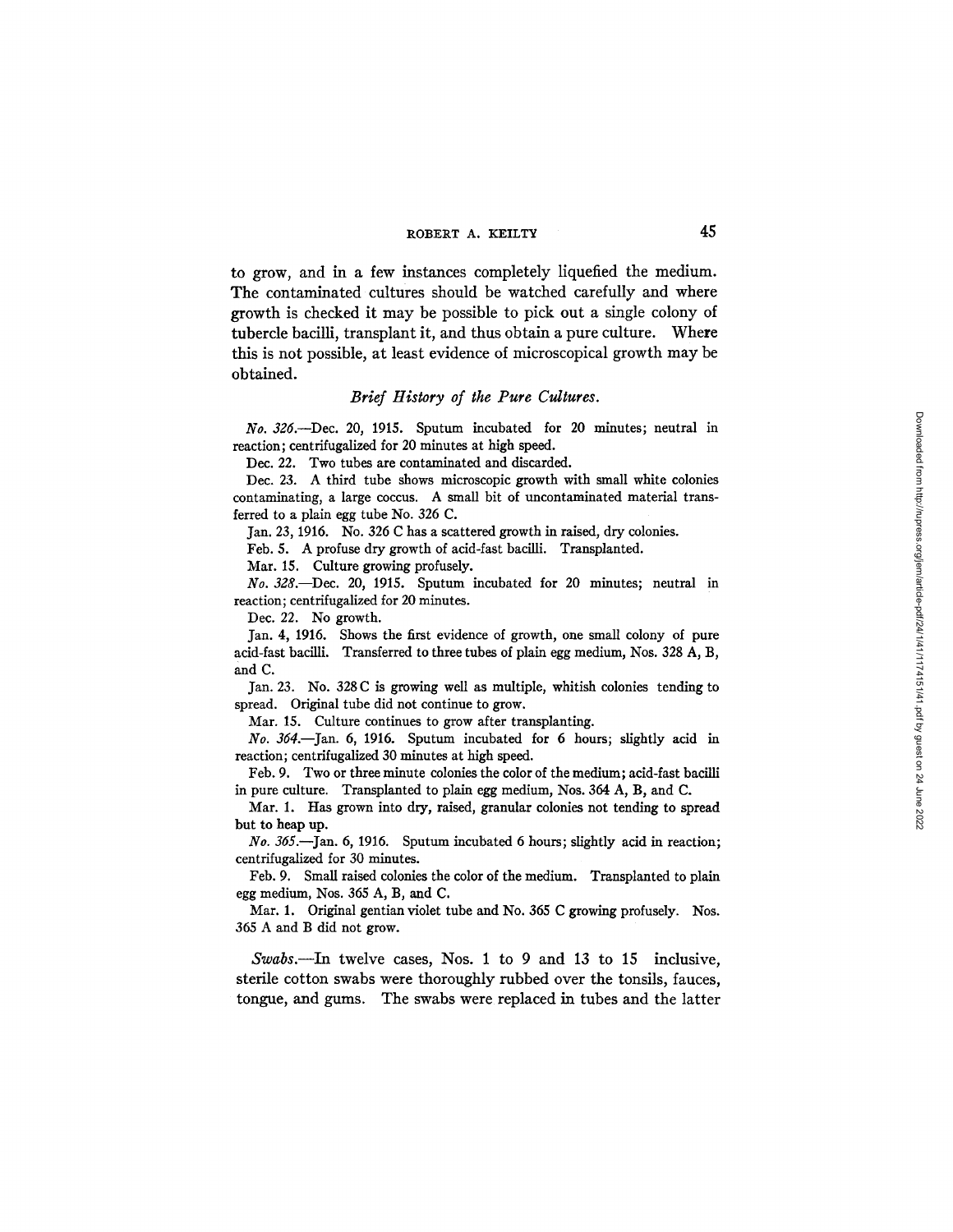to grow, and in a few instances completely liquefied the medium. The contaminated cultures should be watched carefully and where growth is checked it may be possible to pick out a single colony of tubercle bacilli, transplant it, and thus obtain a pure culture. Where this is not possible, at least evidence of microscopical growth may be obtained.

### *Brief History of the Pure Cultures.*

*No. 326.*—Dec. 20, 1915. Sputum incubated for 20 minutes; neutral in reaction; centrifugalized for 20 minutes at high speed.

Dec. 22. Two tubes are contaminated and discarded.

Dec. 23. A third tube shows microscopic growth with small white colonies contaminating, a large coccus. A small bit of uncontaminated material transferred to a plain egg tube No. 326 C.

Jan. 23, 1916. No. 326 C has a scattered growth in raised, dry colonies.

Feb. 5. A profuse dry growth of acid-fast bacilli. Transplanted.

Mar. 15. Culture growing profusely.

*No. 328.*—Dec. 20, 1915. Sputum incubated for 20 minutes; neutral in reaction; centrifugalized for 20 minutes.

Dec. 22. No growth.

Jan. 4, 1916. Shows the first evidence of growth, one small colony of pure acid-fast bacilli. Transferred to three tubes of plain egg medium, Nos. 328 A, B, and C.

Jan. 23. No. 328 C is growing well as multiple, whitish colonies tending to spread. Original tube did not continue to grow.

Mar. 15. Culture continues to grow after transplanting.

*No. 364.*—Jan. 6, 1916. Sputum incubated for 6 hours; slightly acid in reaction; centrifugalized 30 minutes at high speed.

Feb. 9. Two or three minute colonies the color of the medium; acid-fast bacilli in pure culture. Transplanted to plain egg medium, Nos. 364 A, B, and C.

Mar. 1. Has grown into dry, raised, granular colonies not tending to spread but to heap up.

*No. 365.*—Jan. 6, 1916. Sputum incubated 6 hours; slightly acid in reaction; centrifugalized for 30 minutes.

Feb. 9. Small raised colonies the color of the medium. Transplanted to plain egg medium, Nos. 365 A, B, and C.

Mar. 1. Original gentian violet tube and No. 365 C growing profusely. Nos. 365 A and B did not grow.

*Swabs.*—In twelve cases, Nos. 1 to 9 and 13 to 15 inclusive, sterile cotton swabs were thoroughly rubbed over the tonsils, fauces, tongue, and gums. The swabs were replaced in tubes and the latter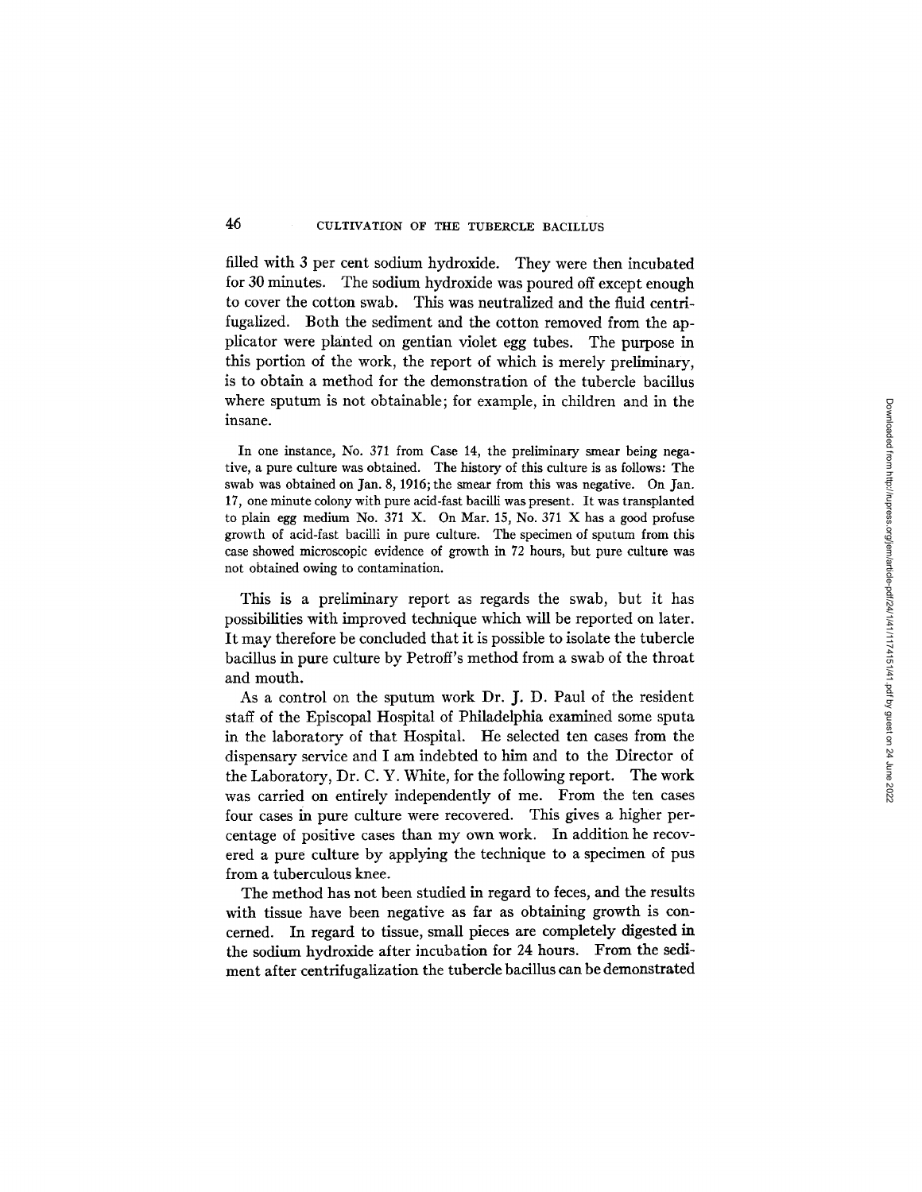filled with 3 per cent sodium hydroxide. They were then incubated for 30 minutes. The sodium hydroxide was poured off except enough to cover the cotton swab. This was neutralized and the fluid centrifugalized. Both the sediment and the cotton removed from the applicator were planted on gentian violet egg tubes. The purpose in this portion of the work, the report of which is merely preliminary, is to obtain a method for the demonstration of the tubercle bacillus where sputum is not obtainable; for example, in children and in the insane.

In one instance, No. 371 from Case 14, the preliminary smear being negative, a pure culture was obtained. The history of this culture is as follows: The swab was obtained on Jan. 8, 1916; the smear from this was negative. On Jan. 17, one minute colony with pure acid-fast bacilli was present. It was transplanted to plain egg medium No. 371 X. On Mar. 15, No. 371 X has a good profuse growth of acid-fast bacilli in pure culture. The specimen of sputum from this case showed microscopic evidence of growth in 72 hours, but pure culture was not obtained owing to contamination.

This is a preliminary report as regards the swab, but it has possibilities with improved technique which will be reported on later. It may therefore be concluded that it is possible to isolate the tubercle bacillus in pure culture by Petroff's method from a swab of the throat and mouth.

As a control on the sputum work Dr. J. D. Paul of the resident staff of the Episcopal Hospital of Philadelphia examined some sputa in the laboratory of that Hospital. He selected ten cases from the dispensary service and I am indebted to him and to the Director of the Laboratory, Dr. C. Y. White, for the following report. The work was carried on entirely independently of me. From the ten cases four cases in pure culture were recovered. This gives a higher percentage of positive cases than my own work. In addition he recovered a pure culture by applying the technique to a specimen of pus from a tuberculous knee.

The method has not been studied in regard to feces, and the results with tissue have been negative as far as obtaining growth is concerned. In regard to tissue, small pieces are completely digested in the sodium hydroxide after incubation for 24 hours. From the sediment after centrifugalization the tubercle bacillus can be demonstrated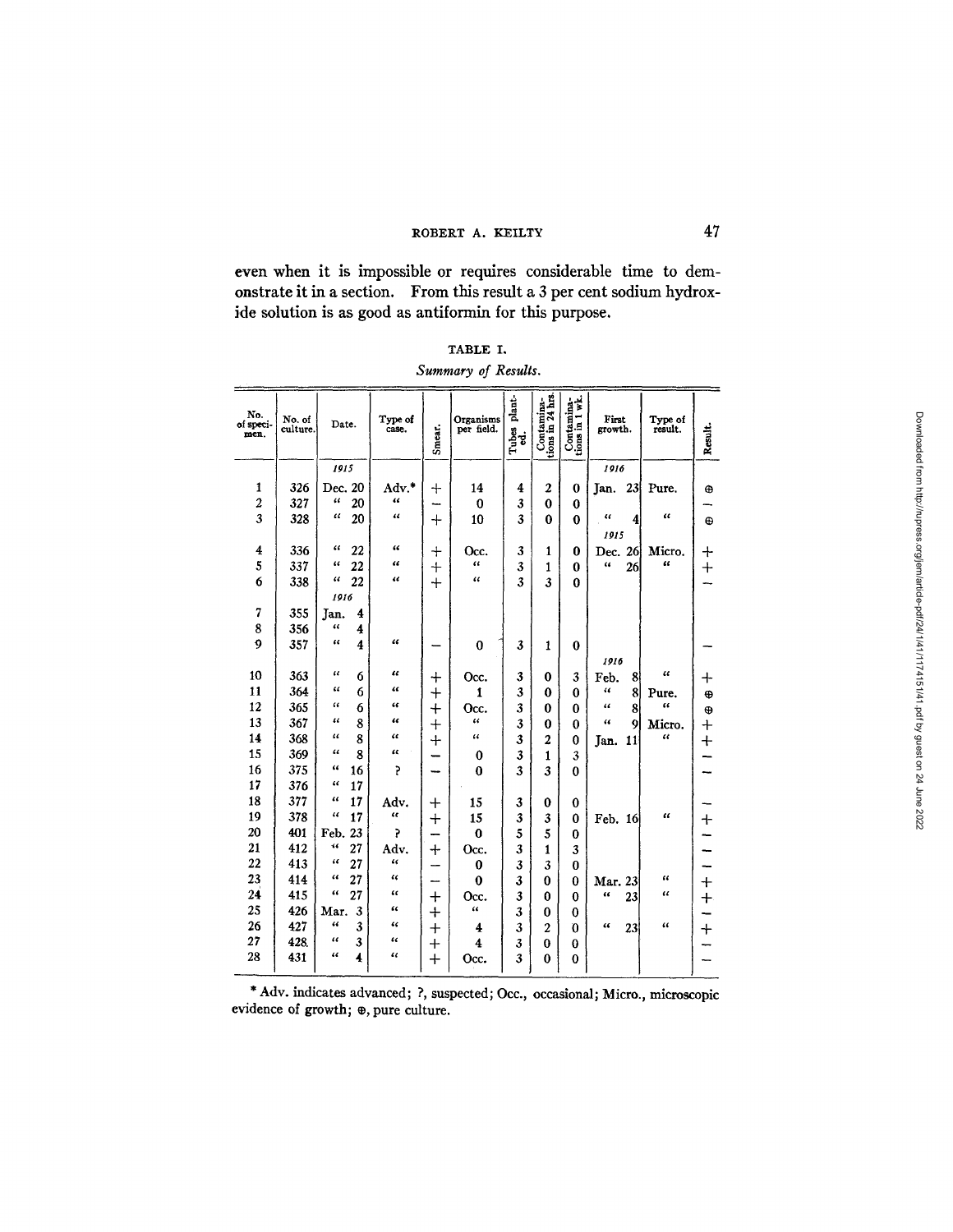even when it is impossible or requires considerable time to demonstrate it in a section. From this result a 3 per cent sodium hydroxide solution is as good as antiformin for this purpose.

TABLE I.

*Summary of Results.*

| No. of specimen. | No. of culture. | Date. | Type of case. | Smear. | Organisms per field. | Tubes planted. | Contaminations in 24 hrs. | Contaminations in 1 wk. | First growth. | Type of result. | Result. |
|---|---|---|---|---|---|---|---|---|---|---|---|
| | | *1915* | | | | | | | *1916* | | |
| 1 | 326 | Dec. 20 | Adv.* | + | 14 | 4 | 2 | 0 | Jan. 23 | Pure. | ⊕ |
| 2 | 327 | " 20 | " | – | 0 | 3 | 0 | 0 | | | – |
| 3 | 328 | " 20 | " | + | 10 | 3 | 0 | 0 | " 4 | " | ⊕ |
| | | | | | | | | | *1915* | | |
| 4 | 336 | " 22 | " | + | Occ. | 3 | 1 | 0 | Dec. 26 | Micro. | + |
| 5 | 337 | " 22 | " | + | " | 3 | 1 | 0 | " 26 | " | + |
| 6 | 338 | " 22 | " | + | " | 3 | 3 | 0 | | | – |
| | | *1916* | | | | | | | | | |
| 7 | 355 | Jan. 4 | | | | | | | | | |
| 8 | 356 | " 4 | | | | | | | | | |
| 9 | 357 | " 4 | " | – | 0 | 3 | 1 | 0 | | | – |
| | | | | | | | | | *1916* | | |
| 10 | 363 | " 6 | " | + | Occ. | 3 | 0 | 3 | Feb. 8 | " | + |
| 11 | 364 | " 6 | " | + | 1 | 3 | 0 | 0 | " 8 | Pure. | ⊕ |
| 12 | 365 | " 6 | " | + | Occ. | 3 | 0 | 0 | " 8 | " | ⊕ |
| 13 | 367 | " 8 | " | + | " | 3 | 0 | 0 | " 9 | Micro. | + |
| 14 | 368 | " 8 | " | + | " | 3 | 2 | 0 | Jan. 11 | " | + |
| 15 | 369 | " 8 | " | – | 0 | 3 | 1 | 3 | | | – |
| 16 | 375 | " 16 | ? | – | 0 | 3 | 3 | 0 | | | – |
| 17 | 376 | " 17 | | | | | | | | | |
| 18 | 377 | " 17 | Adv. | + | 15 | 3 | 0 | 0 | | | – |
| 19 | 378 | " 17 | " | + | 15 | 3 | 3 | 0 | Feb. 16 | " | + |
| 20 | 401 | Feb. 23 | ? | – | 0 | 5 | 5 | 0 | | | – |
| 21 | 412 | " 27 | Adv. | + | Occ. | 3 | 1 | 3 | | | – |
| 22 | 413 | " 27 | " | – | 0 | 3 | 3 | 0 | | | – |
| 23 | 414 | " 27 | " | – | 0 | 3 | 0 | 0 | Mar. 23 | " | + |
| 24 | 415 | " 27 | " | + | Occ. | 3 | 0 | 0 | " 23 | " | + |
| 25 | 426 | Mar. 3 | " | + | " | 3 | 0 | 0 | | | – |
| 26 | 427 | " 3 | " | + | 4 | 3 | 2 | 0 | " 23 | " | + |
| 27 | 428 | " 3 | " | + | 4 | 3 | 0 | 0 | | | – |
| 28 | 431 | " 4 | " | + | Occ. | 3 | 0 | 0 | | | – |

\* Adv. indicates advanced; ?, suspected; Occ., occasional; Micro., microscopic evidence of growth; ⊕, pure culture.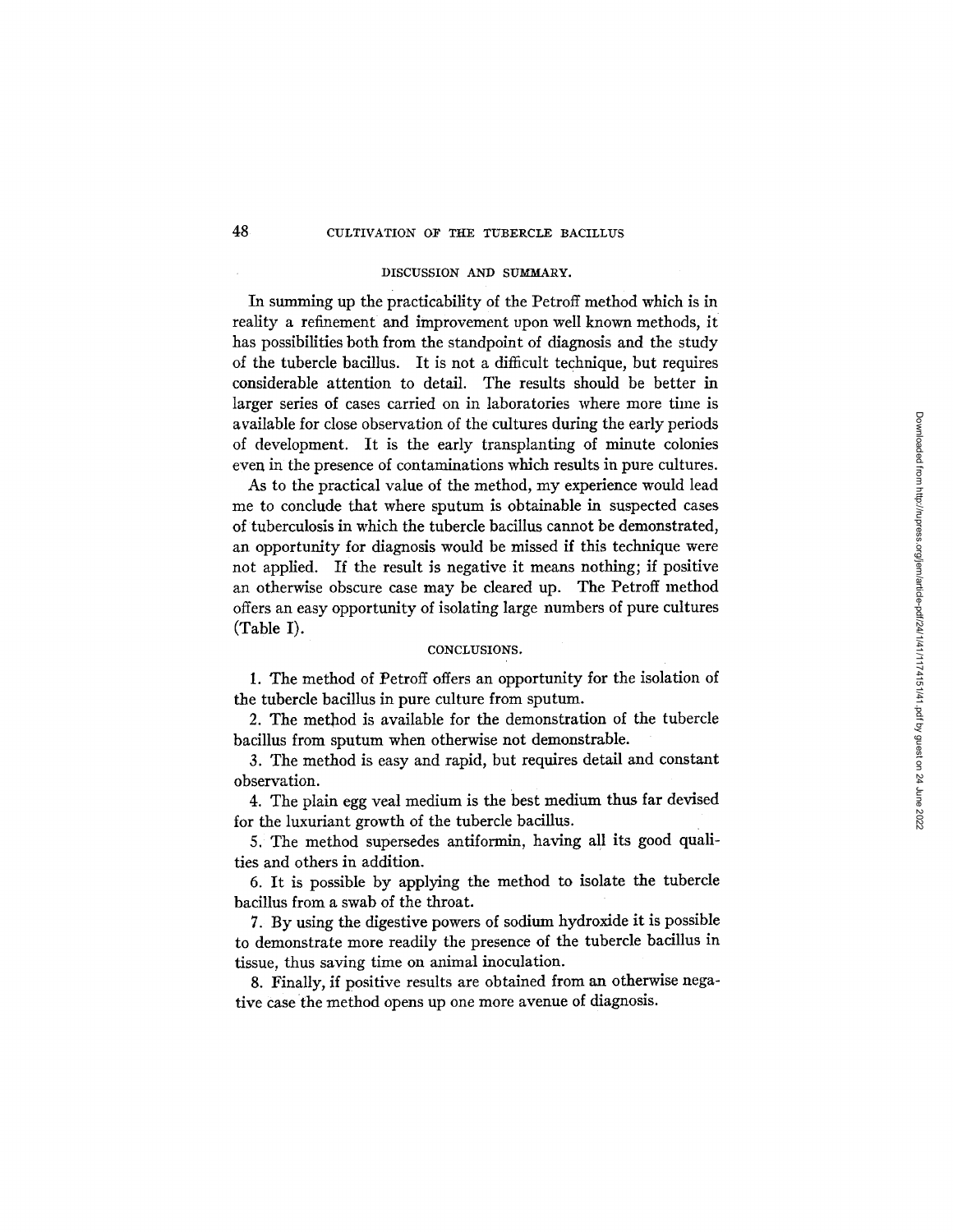## DISCUSSION AND SUMMARY.

In summing up the practicability of the Petroff method which is in reality a refinement and improvement upon well known methods, it has possibilities both from the standpoint of diagnosis and the study of the tubercle bacillus. It is not a difficult technique, but requires considerable attention to detail. The results should be better in larger series of cases carried on in laboratories where more time is available for close observation of the cultures during the early periods of development. It is the early transplanting of minute colonies even in the presence of contaminations which results in pure cultures.

As to the practical value of the method, my experience would lead me to conclude that where sputum is obtainable in suspected cases of tuberculosis in which the tubercle bacillus cannot be demonstrated, an opportunity for diagnosis would be missed if this technique were not applied. If the result is negative it means nothing; if positive an otherwise obscure case may be cleared up. The Petroff method offers an easy opportunity of isolating large numbers of pure cultures (Table I).

## CONCLUSIONS.

1. The method of Petroff offers an opportunity for the isolation of the tubercle bacillus in pure culture from sputum.

2. The method is available for the demonstration of the tubercle bacillus from sputum when otherwise not demonstrable.

3. The method is easy and rapid, but requires detail and constant observation.

4. The plain egg veal medium is the best medium thus far devised for the luxuriant growth of the tubercle bacillus.

5. The method supersedes antiformin, having all its good qualities and others in addition.

6. It is possible by applying the method to isolate the tubercle bacillus from a swab of the throat.

7. By using the digestive powers of sodium hydroxide it is possible to demonstrate more readily the presence of the tubercle bacillus in tissue, thus saving time on animal inoculation.

8. Finally, if positive results are obtained from an otherwise negative case the method opens up one more avenue of diagnosis.